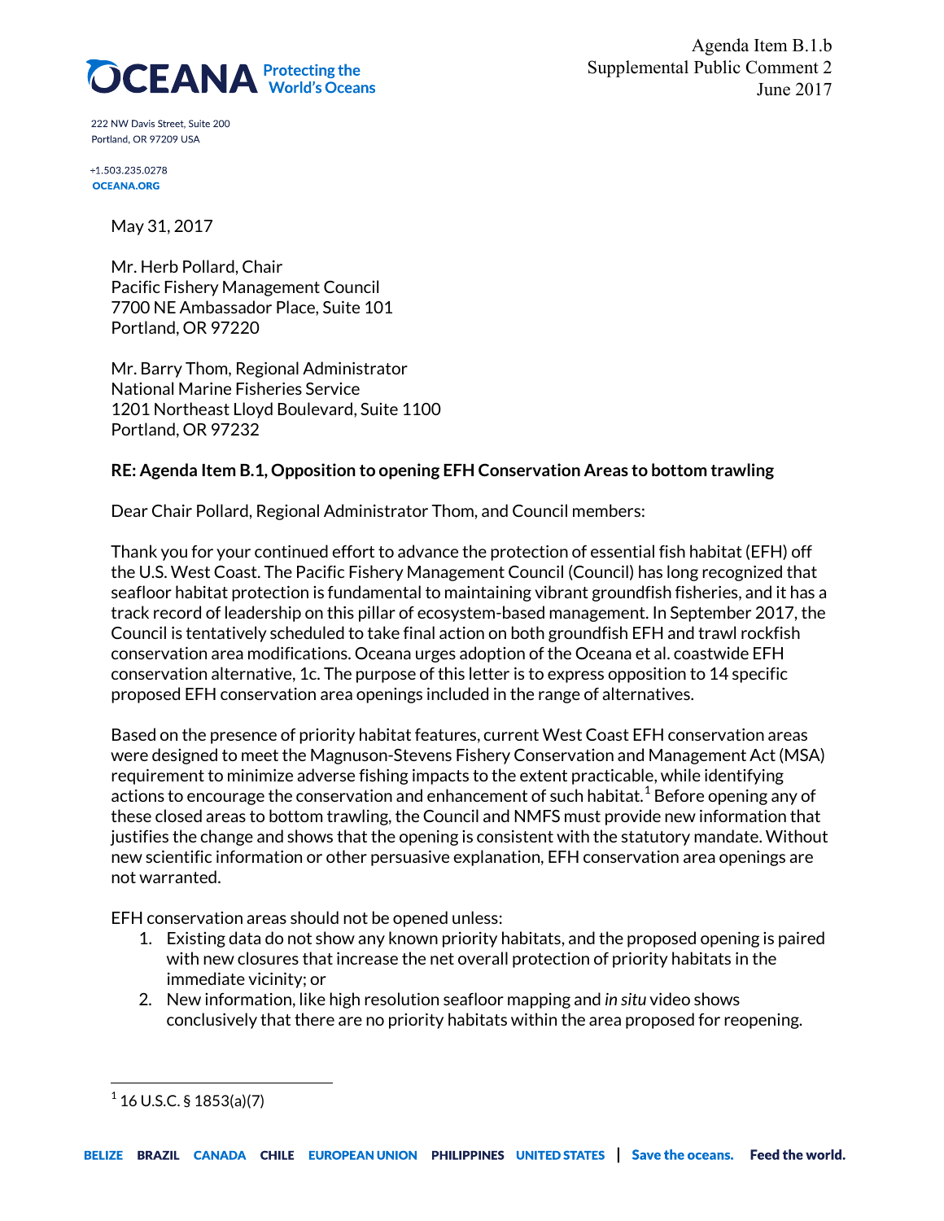Agenda Item B.1.b
Supplemental Public Comment 2
June 2017

OCEANA Protecting the World's Oceans

222 NW Davis Street, Suite 200
Portland, OR 97209 USA

+1.503.235.0278
OCEANA.ORG

May 31, 2017

Mr. Herb Pollard, Chair
Pacific Fishery Management Council
7700 NE Ambassador Place, Suite 101
Portland, OR 97220

Mr. Barry Thom, Regional Administrator
National Marine Fisheries Service
1201 Northeast Lloyd Boulevard, Suite 1100
Portland, OR 97232

**RE: Agenda Item B.1, Opposition to opening EFH Conservation Areas to bottom trawling**

Dear Chair Pollard, Regional Administrator Thom, and Council members:

Thank you for your continued effort to advance the protection of essential fish habitat (EFH) off the U.S. West Coast. The Pacific Fishery Management Council (Council) has long recognized that seafloor habitat protection is fundamental to maintaining vibrant groundfish fisheries, and it has a track record of leadership on this pillar of ecosystem-based management. In September 2017, the Council is tentatively scheduled to take final action on both groundfish EFH and trawl rockfish conservation area modifications. Oceana urges adoption of the Oceana et al. coastwide EFH conservation alternative, 1c. The purpose of this letter is to express opposition to 14 specific proposed EFH conservation area openings included in the range of alternatives.

Based on the presence of priority habitat features, current West Coast EFH conservation areas were designed to meet the Magnuson-Stevens Fishery Conservation and Management Act (MSA) requirement to minimize adverse fishing impacts to the extent practicable, while identifying actions to encourage the conservation and enhancement of such habitat.[1] Before opening any of these closed areas to bottom trawling, the Council and NMFS must provide new information that justifies the change and shows that the opening is consistent with the statutory mandate. Without new scientific information or other persuasive explanation, EFH conservation area openings are not warranted.

EFH conservation areas should not be opened unless:

1. Existing data do not show any known priority habitats, and the proposed opening is paired with new closures that increase the net overall protection of priority habitats in the immediate vicinity; or
2. New information, like high resolution seafloor mapping and *in situ* video shows conclusively that there are no priority habitats within the area proposed for reopening.

[1] 16 U.S.C. § 1853(a)(7)

BELIZE BRAZIL CANADA CHILE EUROPEAN UNION PHILIPPINES UNITED STATES | Save the oceans. Feed the world.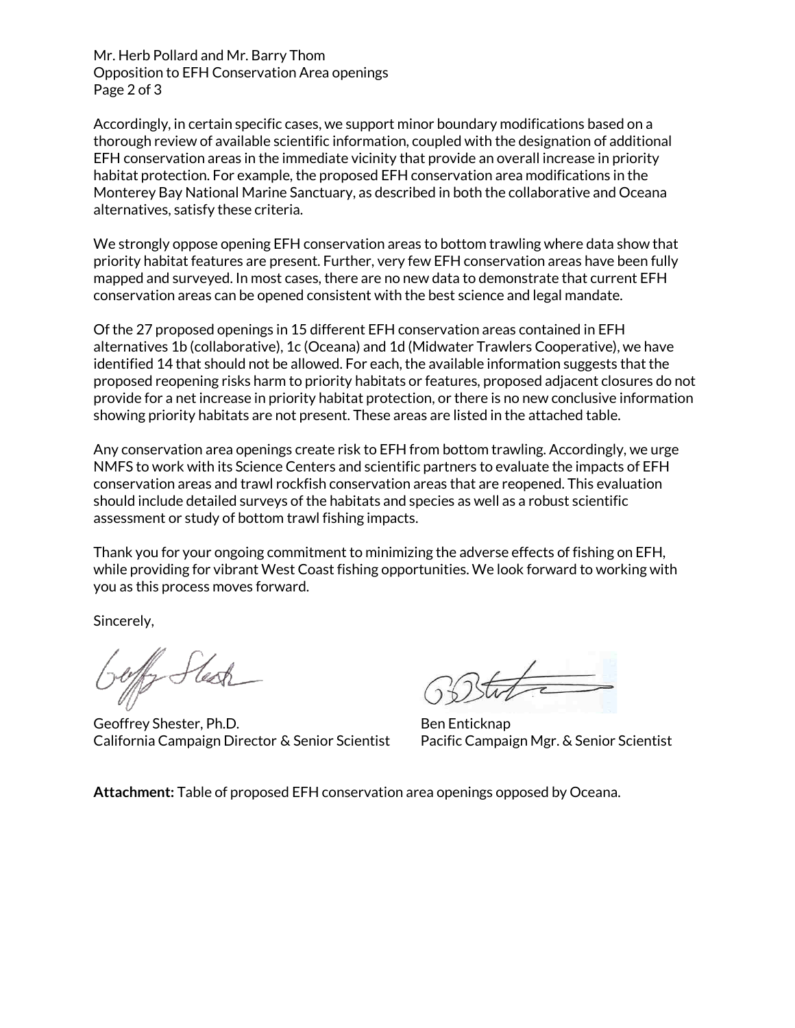Accordingly, in certain specific cases, we support minor boundary modifications based on a thorough review of available scientific information, coupled with the designation of additional EFH conservation areas in the immediate vicinity that provide an overall increase in priority habitat protection. For example, the proposed EFH conservation area modifications in the Monterey Bay National Marine Sanctuary, as described in both the collaborative and Oceana alternatives, satisfy these criteria.

We strongly oppose opening EFH conservation areas to bottom trawling where data show that priority habitat features are present. Further, very few EFH conservation areas have been fully mapped and surveyed. In most cases, there are no new data to demonstrate that current EFH conservation areas can be opened consistent with the best science and legal mandate.

Of the 27 proposed openings in 15 different EFH conservation areas contained in EFH alternatives 1b (collaborative), 1c (Oceana) and 1d (Midwater Trawlers Cooperative), we have identified 14 that should not be allowed. For each, the available information suggests that the proposed reopening risks harm to priority habitats or features, proposed adjacent closures do not provide for a net increase in priority habitat protection, or there is no new conclusive information showing priority habitats are not present. These areas are listed in the attached table.

Any conservation area openings create risk to EFH from bottom trawling. Accordingly, we urge NMFS to work with its Science Centers and scientific partners to evaluate the impacts of EFH conservation areas and trawl rockfish conservation areas that are reopened. This evaluation should include detailed surveys of the habitats and species as well as a robust scientific assessment or study of bottom trawl fishing impacts.

Thank you for your ongoing commitment to minimizing the adverse effects of fishing on EFH, while providing for vibrant West Coast fishing opportunities. We look forward to working with you as this process moves forward.

Sincerely,

Geoffrey Shester, Ph.D.
California Campaign Director & Senior Scientist

Ben Enticknap
Pacific Campaign Mgr. & Senior Scientist

**Attachment:** Table of proposed EFH conservation area openings opposed by Oceana.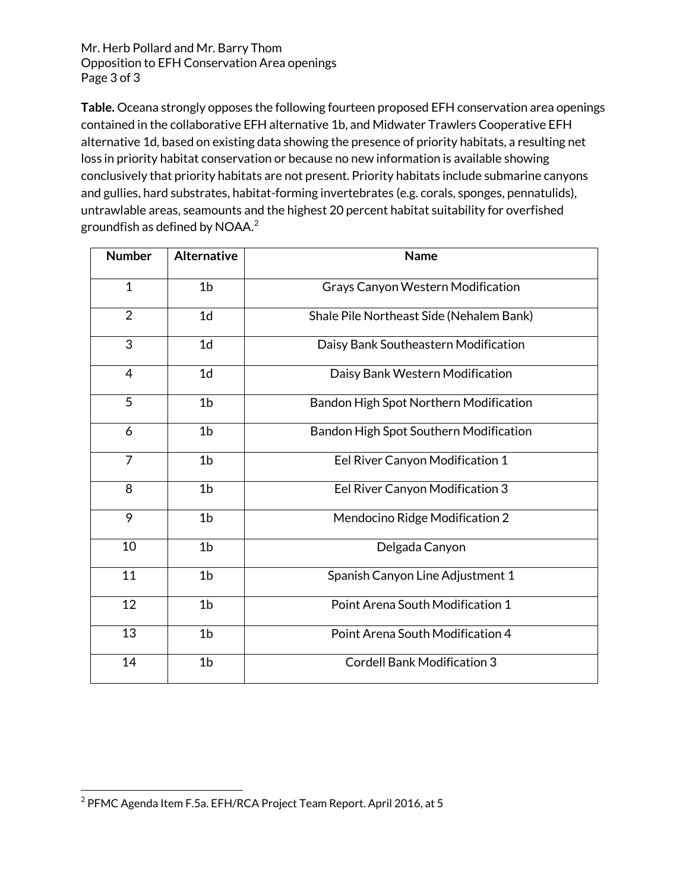**Table.** Oceana strongly opposes the following fourteen proposed EFH conservation area openings contained in the collaborative EFH alternative 1b, and Midwater Trawlers Cooperative EFH alternative 1d, based on existing data showing the presence of priority habitats, a resulting net loss in priority habitat conservation or because no new information is available showing conclusively that priority habitats are not present. Priority habitats include submarine canyons and gullies, hard substrates, habitat-forming invertebrates (e.g. corals, sponges, pennatulids), untrawlable areas, seamounts and the highest 20 percent habitat suitability for overfished groundfish as defined by NOAA.[2]

| Number | Alternative | Name |
|---|---|---|
| 1 | 1b | Grays Canyon Western Modification |
| 2 | 1d | Shale Pile Northeast Side (Nehalem Bank) |
| 3 | 1d | Daisy Bank Southeastern Modification |
| 4 | 1d | Daisy Bank Western Modification |
| 5 | 1b | Bandon High Spot Northern Modification |
| 6 | 1b | Bandon High Spot Southern Modification |
| 7 | 1b | Eel River Canyon Modification 1 |
| 8 | 1b | Eel River Canyon Modification 3 |
| 9 | 1b | Mendocino Ridge Modification 2 |
| 10 | 1b | Delgada Canyon |
| 11 | 1b | Spanish Canyon Line Adjustment 1 |
| 12 | 1b | Point Arena South Modification 1 |
| 13 | 1b | Point Arena South Modification 4 |
| 14 | 1b | Cordell Bank Modification 3 |

[2] PFMC Agenda Item F.5a. EFH/RCA Project Team Report. April 2016, at 5